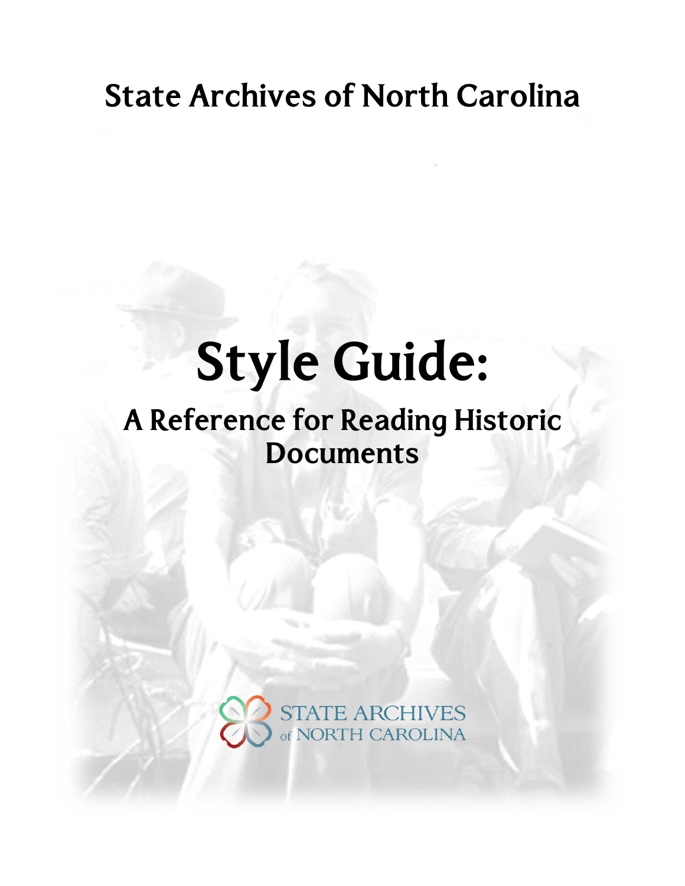State Archives of North Carolina

# Style Guide:

## A Reference for Reading Historic Documents

STATE ARCHIVES of NORTH CAROLINA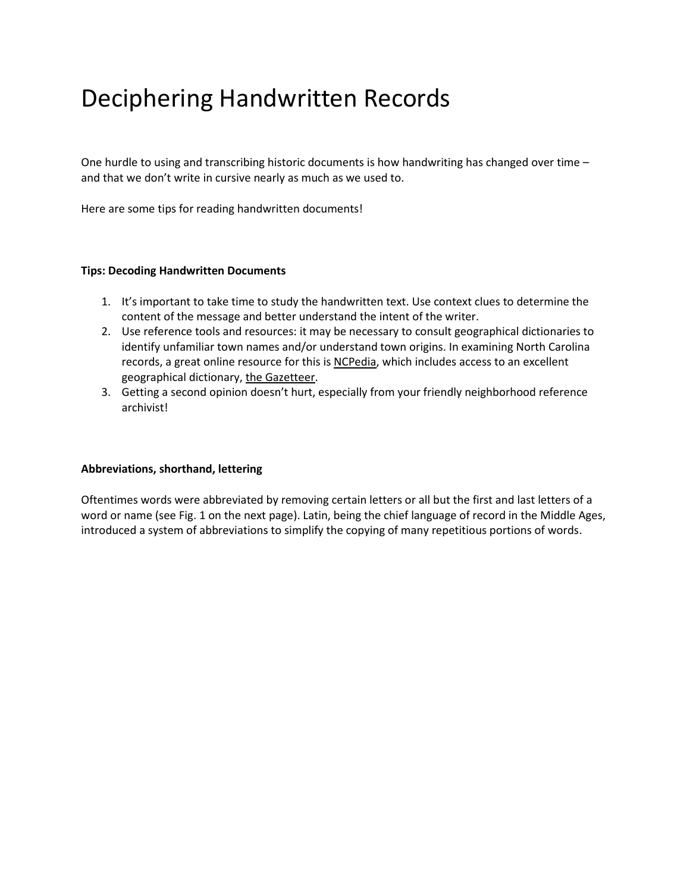# Deciphering Handwritten Records

One hurdle to using and transcribing historic documents is how handwriting has changed over time – and that we don't write in cursive nearly as much as we used to.

Here are some tips for reading handwritten documents!

**Tips: Decoding Handwritten Documents**

1. It's important to take time to study the handwritten text. Use context clues to determine the content of the message and better understand the intent of the writer.
2. Use reference tools and resources: it may be necessary to consult geographical dictionaries to identify unfamiliar town names and/or understand town origins. In examining North Carolina records, a great online resource for this is NCPedia, which includes access to an excellent geographical dictionary, the Gazetteer.
3. Getting a second opinion doesn't hurt, especially from your friendly neighborhood reference archivist!

**Abbreviations, shorthand, lettering**

Oftentimes words were abbreviated by removing certain letters or all but the first and last letters of a word or name (see Fig. 1 on the next page). Latin, being the chief language of record in the Middle Ages, introduced a system of abbreviations to simplify the copying of many repetitious portions of words.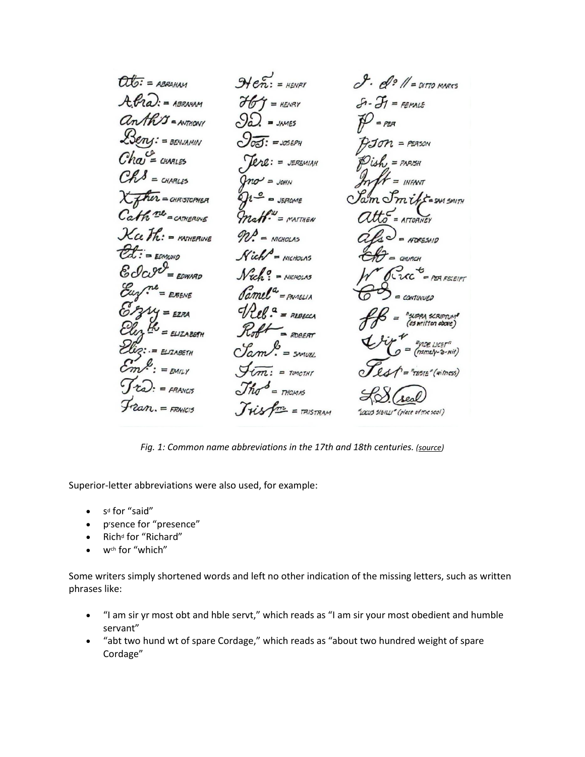Fig. 1: Common name abbreviations in the 17th and 18th centuries. (source)

Superior-letter abbreviations were also used, for example:

- s$^{d}$ for “said”
- p$^{r}$sence for “presence”
- Rich$^{d}$ for “Richard”
- w$^{ch}$ for “which”

Some writers simply shortened words and left no other indication of the missing letters, such as written phrases like:

- “I am sir yr most obt and hble servt,” which reads as “I am sir your most obedient and humble servant”
- “abt two hund wt of spare Cordage,” which reads as “about two hundred weight of spare Cordage”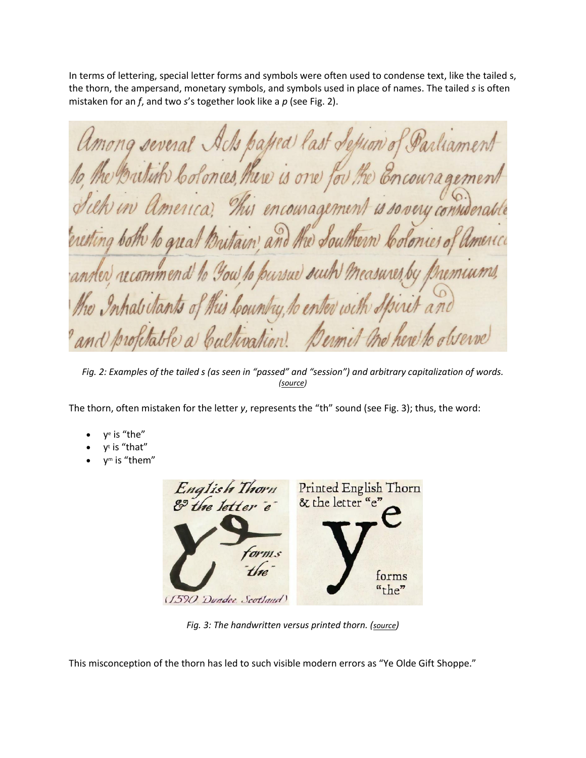In terms of lettering, special letter forms and symbols were often used to condense text, like the tailed s, the thorn, the ampersand, monetary symbols, and symbols used in place of names. The tailed *s* is often mistaken for an *f*, and two *s*'s together look like a *p* (see Fig. 2).

*Fig. 2: Examples of the tailed s (as seen in "passed" and "session") and arbitrary capitalization of words. (source)*

The thorn, often mistaken for the letter *y*, represents the "th" sound (see Fig. 3); thus, the word:

- y^e is "the"
- y^t is "that"
- y^m is "them"

*Fig. 3: The handwritten versus printed thorn. (source)*

This misconception of the thorn has led to such visible modern errors as "Ye Olde Gift Shoppe."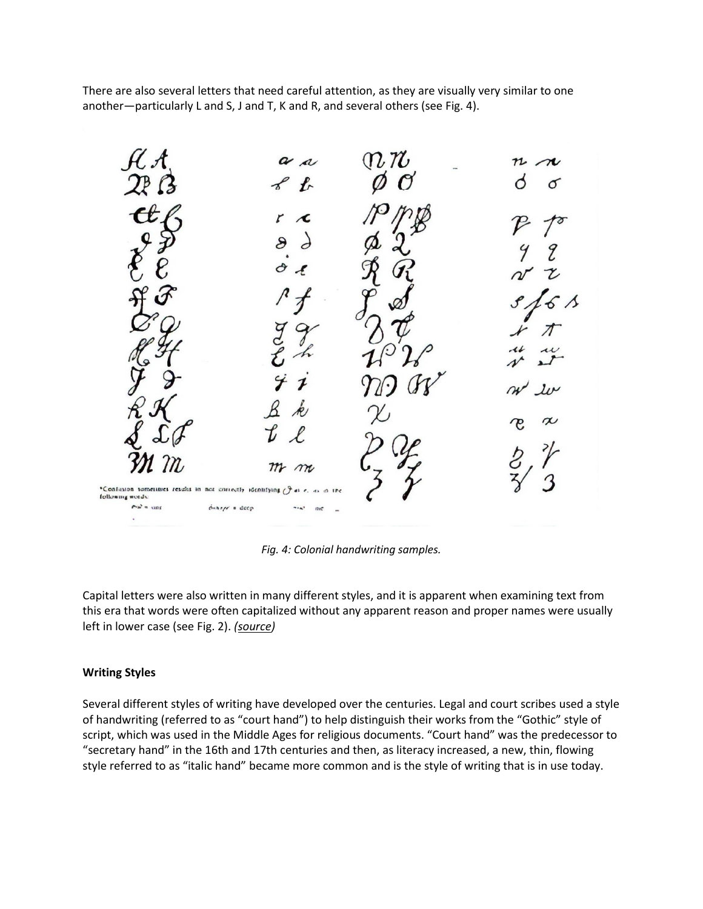There are also several letters that need careful attention, as they are visually very similar to one another—particularly L and S, J and T, K and R, and several others (see Fig. 4).

*Fig. 4: Colonial handwriting samples.*

Capital letters were also written in many different styles, and it is apparent when examining text from this era that words were often capitalized without any apparent reason and proper names were usually left in lower case (see Fig. 2). *(source)*

**Writing Styles**

Several different styles of writing have developed over the centuries. Legal and court scribes used a style of handwriting (referred to as "court hand") to help distinguish their works from the "Gothic" style of script, which was used in the Middle Ages for religious documents. "Court hand" was the predecessor to "secretary hand" in the 16th and 17th centuries and then, as literacy increased, a new, thin, flowing style referred to as "italic hand" became more common and is the style of writing that is in use today.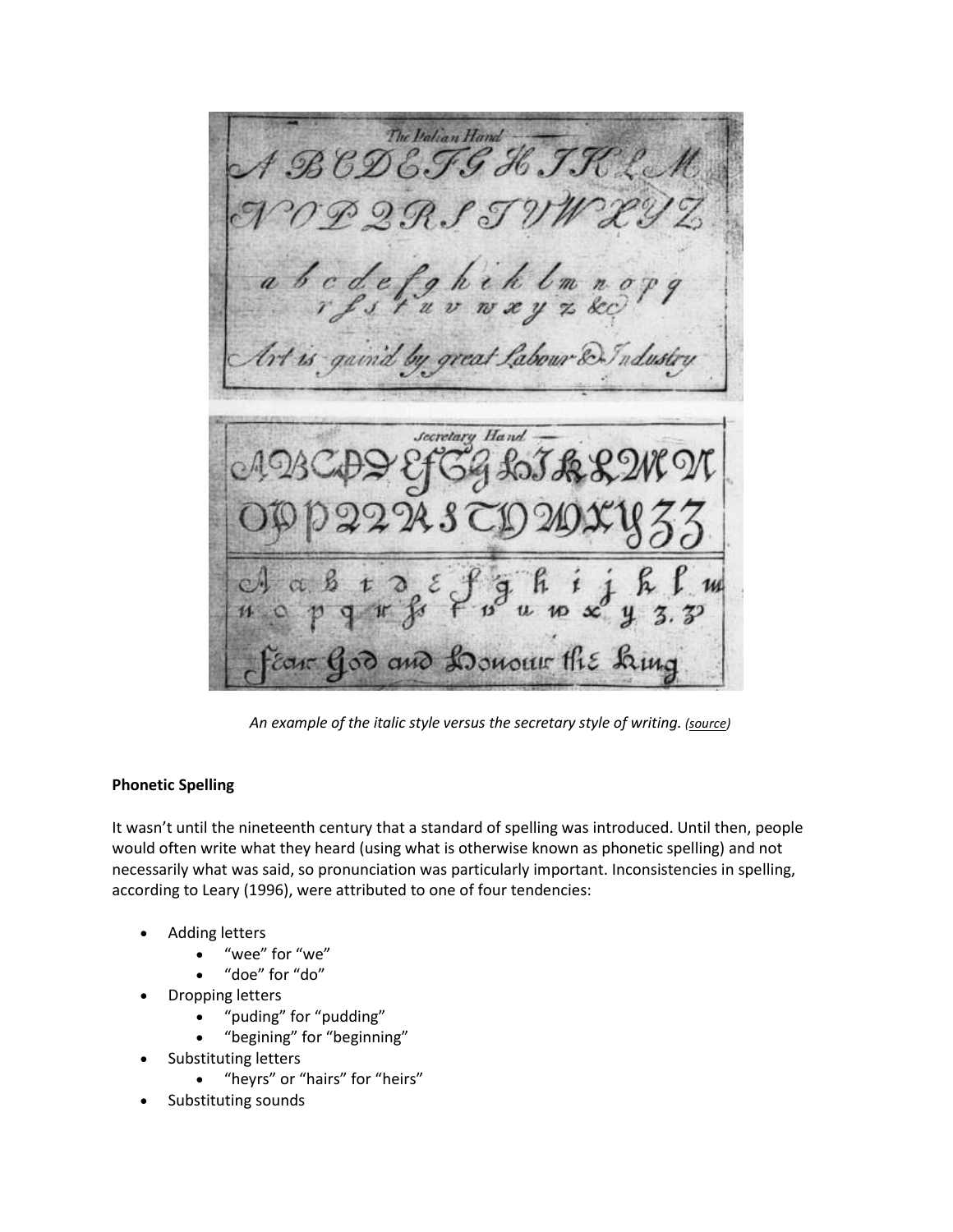An example of the italic style versus the secretary style of writing. *(source)*

**Phonetic Spelling**

It wasn't until the nineteenth century that a standard of spelling was introduced. Until then, people would often write what they heard (using what is otherwise known as phonetic spelling) and not necessarily what was said, so pronunciation was particularly important. Inconsistencies in spelling, according to Leary (1996), were attributed to one of four tendencies:

- Adding letters
    - "wee" for "we"
    - "doe" for "do"
- Dropping letters
    - "puding" for "pudding"
    - "begining" for "beginning"
- Substituting letters
    - "heyrs" or "hairs" for "heirs"
- Substituting sounds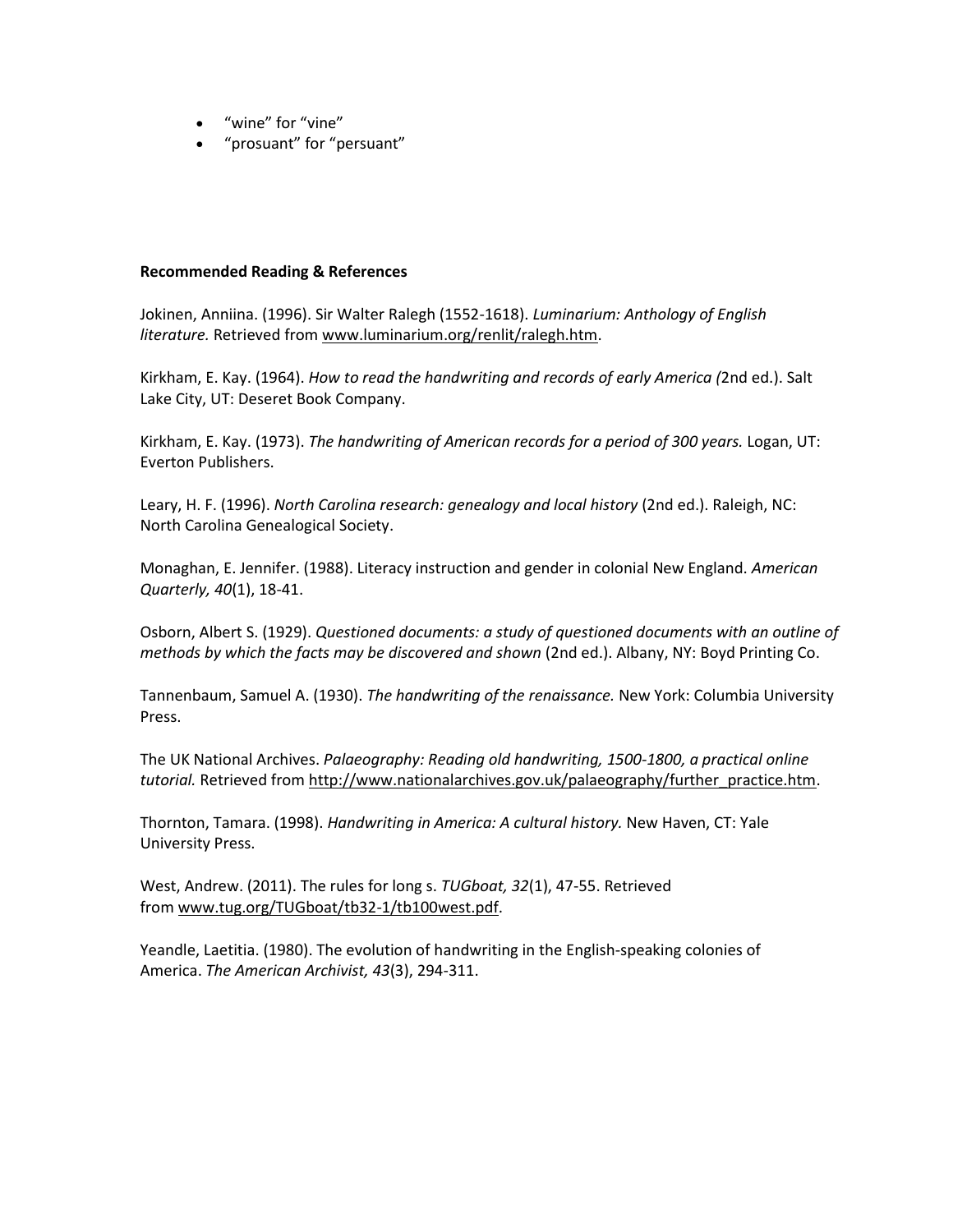- "wine" for "vine"
- "prosuant" for "persuant"

**Recommended Reading & References**

Jokinen, Anniina. (1996). Sir Walter Ralegh (1552-1618). *Luminarium: Anthology of English literature.* Retrieved from www.luminarium.org/renlit/ralegh.htm.

Kirkham, E. Kay. (1964). *How to read the handwriting and records of early America (*2nd ed.). Salt Lake City, UT: Deseret Book Company.

Kirkham, E. Kay. (1973). *The handwriting of American records for a period of 300 years.* Logan, UT: Everton Publishers.

Leary, H. F. (1996). *North Carolina research: genealogy and local history* (2nd ed.). Raleigh, NC: North Carolina Genealogical Society.

Monaghan, E. Jennifer. (1988). Literacy instruction and gender in colonial New England. *American Quarterly, 40*(1), 18-41.

Osborn, Albert S. (1929). *Questioned documents: a study of questioned documents with an outline of methods by which the facts may be discovered and shown* (2nd ed.). Albany, NY: Boyd Printing Co.

Tannenbaum, Samuel A. (1930). *The handwriting of the renaissance.* New York: Columbia University Press.

The UK National Archives. *Palaeography: Reading old handwriting, 1500-1800, a practical online tutorial.* Retrieved from http://www.nationalarchives.gov.uk/palaeography/further_practice.htm.

Thornton, Tamara. (1998). *Handwriting in America: A cultural history.* New Haven, CT: Yale University Press.

West, Andrew. (2011). The rules for long s. *TUGboat, 32*(1), 47-55. Retrieved from www.tug.org/TUGboat/tb32-1/tb100west.pdf.

Yeandle, Laetitia. (1980). The evolution of handwriting in the English-speaking colonies of America. *The American Archivist, 43*(3), 294-311.